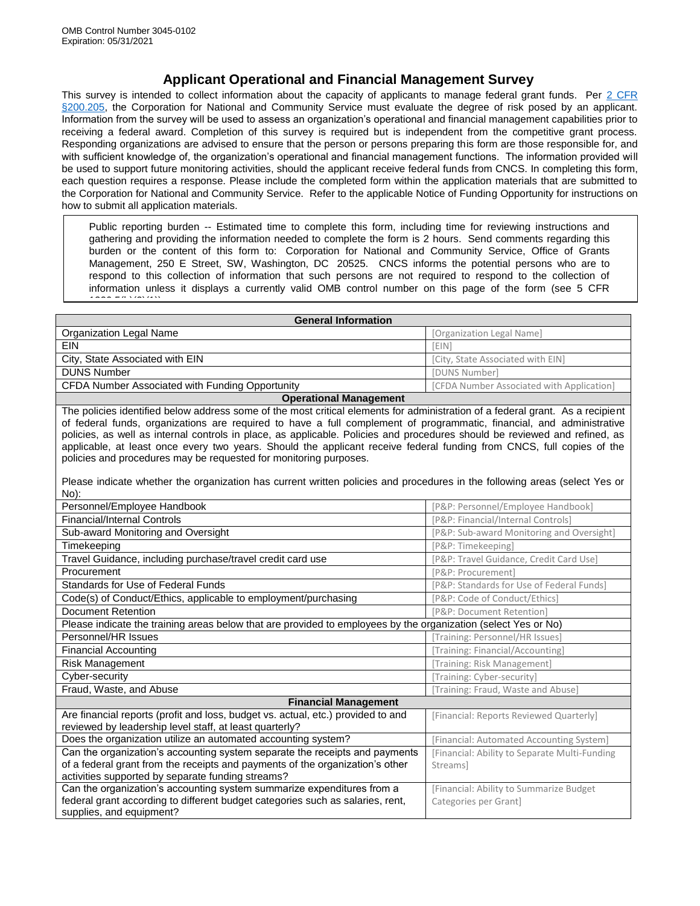OMB Control Number 3045-0102
Expiration: 05/31/2021

# Applicant Operational and Financial Management Survey

This survey is intended to collect information about the capacity of applicants to manage federal grant funds. Per 2 CFR §200.205, the Corporation for National and Community Service must evaluate the degree of risk posed by an applicant. Information from the survey will be used to assess an organization's operational and financial management capabilities prior to receiving a federal award. Completion of this survey is required but is independent from the competitive grant process. Responding organizations are advised to ensure that the person or persons preparing this form are those responsible for, and with sufficient knowledge of, the organization's operational and financial management functions. The information provided will be used to support future monitoring activities, should the applicant receive federal funds from CNCS. In completing this form, each question requires a response. Please include the completed form within the application materials that are submitted to the Corporation for National and Community Service. Refer to the applicable Notice of Funding Opportunity for instructions on how to submit all application materials.

> Public reporting burden -- Estimated time to complete this form, including time for reviewing instructions and gathering and providing the information needed to complete the form is 2 hours. Send comments regarding this burden or the content of this form to: Corporation for National and Community Service, Office of Grants Management, 250 E Street, SW, Washington, DC 20525. CNCS informs the potential persons who are to respond to this collection of information that such persons are not required to respond to the collection of information unless it displays a currently valid OMB control number on this page of the form (see 5 CFR 1320.5(b)(2)(i)).

| **General Information** | |
|---|---|
| Organization Legal Name | [Organization Legal Name] |
| EIN | [EIN] |
| City, State Associated with EIN | [City, State Associated with EIN] |
| DUNS Number | [DUNS Number] |
| CFDA Number Associated with Funding Opportunity | [CFDA Number Associated with Application] |
| **Operational Management** | |
| The policies identified below address some of the most critical elements for administration of a federal grant. As a recipient of federal funds, organizations are required to have a full complement of programmatic, financial, and administrative policies, as well as internal controls in place, as applicable. Policies and procedures should be reviewed and refined, as applicable, at least once every two years. Should the applicant receive federal funding from CNCS, full copies of the policies and procedures may be requested for monitoring purposes. Please indicate whether the organization has current written policies and procedures in the following areas (select Yes or No): | |
| Personnel/Employee Handbook | [P&P: Personnel/Employee Handbook] |
| Financial/Internal Controls | [P&P: Financial/Internal Controls] |
| Sub-award Monitoring and Oversight | [P&P: Sub-award Monitoring and Oversight] |
| Timekeeping | [P&P: Timekeeping] |
| Travel Guidance, including purchase/travel credit card use | [P&P: Travel Guidance, Credit Card Use] |
| Procurement | [P&P: Procurement] |
| Standards for Use of Federal Funds | [P&P: Standards for Use of Federal Funds] |
| Code(s) of Conduct/Ethics, applicable to employment/purchasing | [P&P: Code of Conduct/Ethics] |
| Document Retention | [P&P: Document Retention] |
| Please indicate the training areas below that are provided to employees by the organization (select Yes or No) | |
| Personnel/HR Issues | [Training: Personnel/HR Issues] |
| Financial Accounting | [Training: Financial/Accounting] |
| Risk Management | [Training: Risk Management] |
| Cyber-security | [Training: Cyber-security] |
| Fraud, Waste, and Abuse | [Training: Fraud, Waste and Abuse] |
| **Financial Management** | |
| Are financial reports (profit and loss, budget vs. actual, etc.) provided to and reviewed by leadership level staff, at least quarterly? | [Financial: Reports Reviewed Quarterly] |
| Does the organization utilize an automated accounting system? | [Financial: Automated Accounting System] |
| Can the organization's accounting system separate the receipts and payments of a federal grant from the receipts and payments of the organization's other activities supported by separate funding streams? | [Financial: Ability to Separate Multi-Funding Streams] |
| Can the organization's accounting system summarize expenditures from a federal grant according to different budget categories such as salaries, rent, supplies, and equipment? | [Financial: Ability to Summarize Budget Categories per Grant] |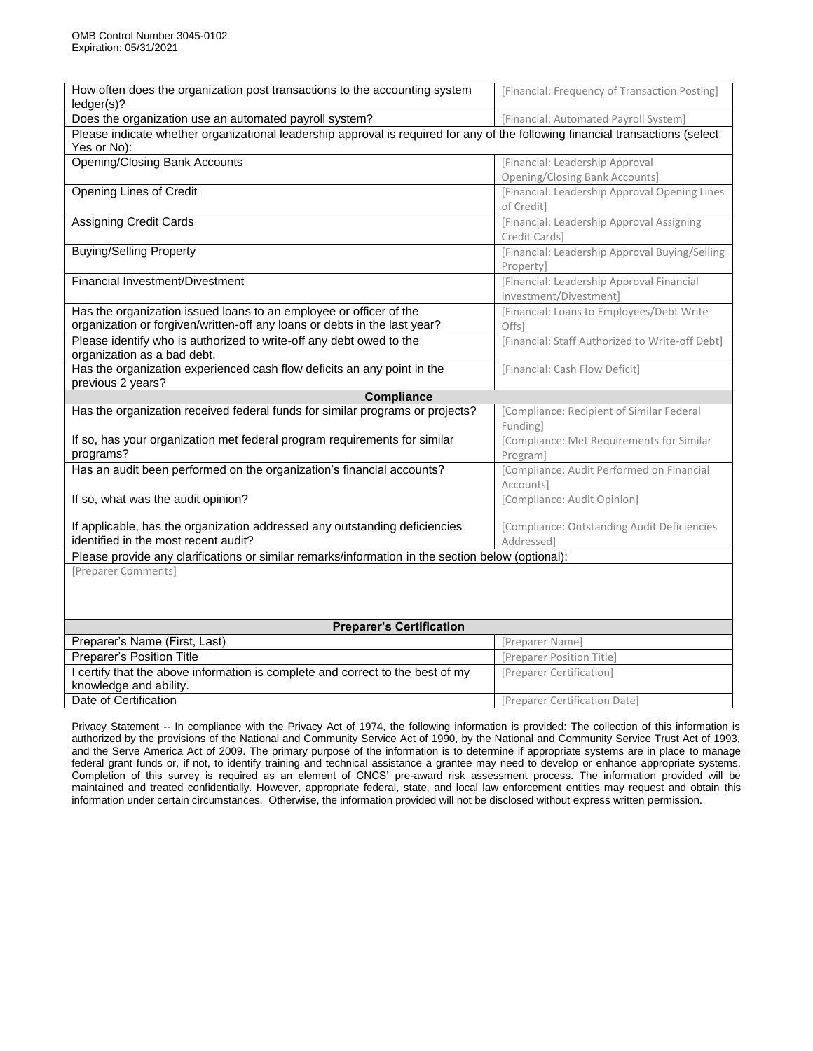OMB Control Number 3045-0102
Expiration: 05/31/2021

| | |
|---|---|
| How often does the organization post transactions to the accounting system ledger(s)? | [Financial: Frequency of Transaction Posting] |
| Does the organization use an automated payroll system? | [Financial: Automated Payroll System] |
| Please indicate whether organizational leadership approval is required for any of the following financial transactions (select Yes or No): | |
| Opening/Closing Bank Accounts | [Financial: Leadership Approval Opening/Closing Bank Accounts] |
| Opening Lines of Credit | [Financial: Leadership Approval Opening Lines of Credit] |
| Assigning Credit Cards | [Financial: Leadership Approval Assigning Credit Cards] |
| Buying/Selling Property | [Financial: Leadership Approval Buying/Selling Property] |
| Financial Investment/Divestment | [Financial: Leadership Approval Financial Investment/Divestment] |
| Has the organization issued loans to an employee or officer of the organization or forgiven/written-off any loans or debts in the last year? | [Financial: Loans to Employees/Debt Write Offs] |
| Please identify who is authorized to write-off any debt owed to the organization as a bad debt. | [Financial: Staff Authorized to Write-off Debt] |
| Has the organization experienced cash flow deficits an any point in the previous 2 years? | [Financial: Cash Flow Deficit] |
| **Compliance** | |
| Has the organization received federal funds for similar programs or projects? | [Compliance: Recipient of Similar Federal Funding] |
| If so, has your organization met federal program requirements for similar programs? | [Compliance: Met Requirements for Similar Program] |
| Has an audit been performed on the organization's financial accounts? | [Compliance: Audit Performed on Financial Accounts] |
| If so, what was the audit opinion? | [Compliance: Audit Opinion] |
| If applicable, has the organization addressed any outstanding deficiencies identified in the most recent audit? | [Compliance: Outstanding Audit Deficiencies Addressed] |
| Please provide any clarifications or similar remarks/information in the section below (optional): | |
| [Preparer Comments] | |
| **Preparer's Certification** | |
| Preparer's Name (First, Last) | [Preparer Name] |
| Preparer's Position Title | [Preparer Position Title] |
| I certify that the above information is complete and correct to the best of my knowledge and ability. | [Preparer Certification] |
| Date of Certification | [Preparer Certification Date] |

Privacy Statement -- In compliance with the Privacy Act of 1974, the following information is provided: The collection of this information is authorized by the provisions of the National and Community Service Act of 1990, by the National and Community Service Trust Act of 1993, and the Serve America Act of 2009. The primary purpose of the information is to determine if appropriate systems are in place to manage federal grant funds or, if not, to identify training and technical assistance a grantee may need to develop or enhance appropriate systems. Completion of this survey is required as an element of CNCS' pre-award risk assessment process. The information provided will be maintained and treated confidentially. However, appropriate federal, state, and local law enforcement entities may request and obtain this information under certain circumstances. Otherwise, the information provided will not be disclosed without express written permission.